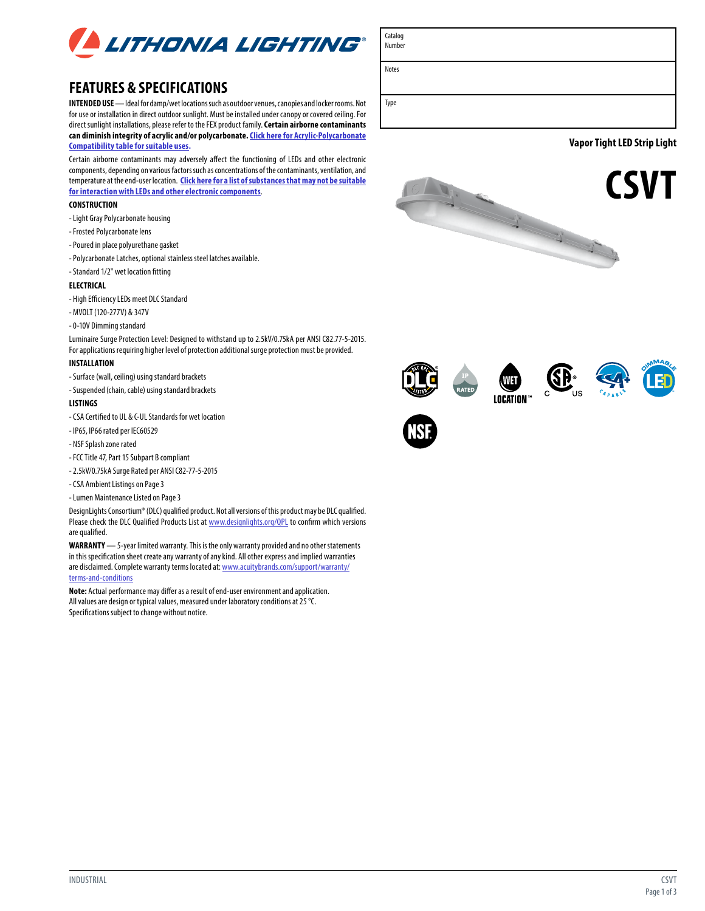LITHONIA LIGHTING®

| Catalog Number | |
|---|---|
| Notes | |
| Type | |

**Vapor Tight LED Strip Light**

# CSVT

## FEATURES & SPECIFICATIONS

**INTENDED USE** — Ideal for damp/wet locations such as outdoor venues, canopies and locker rooms. Not for use or installation in direct outdoor sunlight. Must be installed under canopy or covered ceiling. For direct sunlight installations, please refer to the FEX product family. **Certain airborne contaminants can diminish integrity of acrylic and/or polycarbonate. Click here for Acrylic-Polycarbonate Compatibility table for suitable uses.**

Certain airborne contaminants may adversely affect the functioning of LEDs and other electronic components, depending on various factors such as concentrations of the contaminants, ventilation, and temperature at the end-user location. **Click here for a list of substances that may not be suitable for interaction with LEDs and other electronic components.**

**CONSTRUCTION**

- Light Gray Polycarbonate housing
- Frosted Polycarbonate lens
- Poured in place polyurethane gasket
- Polycarbonate Latches, optional stainless steel latches available.
- Standard 1/2" wet location fitting

**ELECTRICAL**

- High Efficiency LEDs meet DLC Standard
- MVOLT (120-277V) & 347V
- 0-10V Dimming standard

Luminaire Surge Protection Level: Designed to withstand up to 2.5kV/0.75kA per ANSI C82.77-5-2015. For applications requiring higher level of protection additional surge protection must be provided.

**INSTALLATION**

- Surface (wall, ceiling) using standard brackets
- Suspended (chain, cable) using standard brackets

**LISTINGS**

- CSA Certified to UL & C-UL Standards for wet location
- IP65, IP66 rated per IEC60529
- NSF Splash zone rated
- FCC Title 47, Part 15 Subpart B compliant
- 2.5kV/0.75kA Surge Rated per ANSI C82-77-5-2015
- CSA Ambient Listings on Page 3
- Lumen Maintenance Listed on Page 3

DesignLights Consortium® (DLC) qualified product. Not all versions of this product may be DLC qualified. Please check the DLC Qualified Products List at www.designlights.org/QPL to confirm which versions are qualified.

**WARRANTY** — 5-year limited warranty. This is the only warranty provided and no other statements in this specification sheet create any warranty of any kind. All other express and implied warranties are disclaimed. Complete warranty terms located at: www.acuitybrands.com/support/warranty/terms-and-conditions

**Note:** Actual performance may differ as a result of end-user environment and application. All values are design or typical values, measured under laboratory conditions at 25 °C. Specifications subject to change without notice.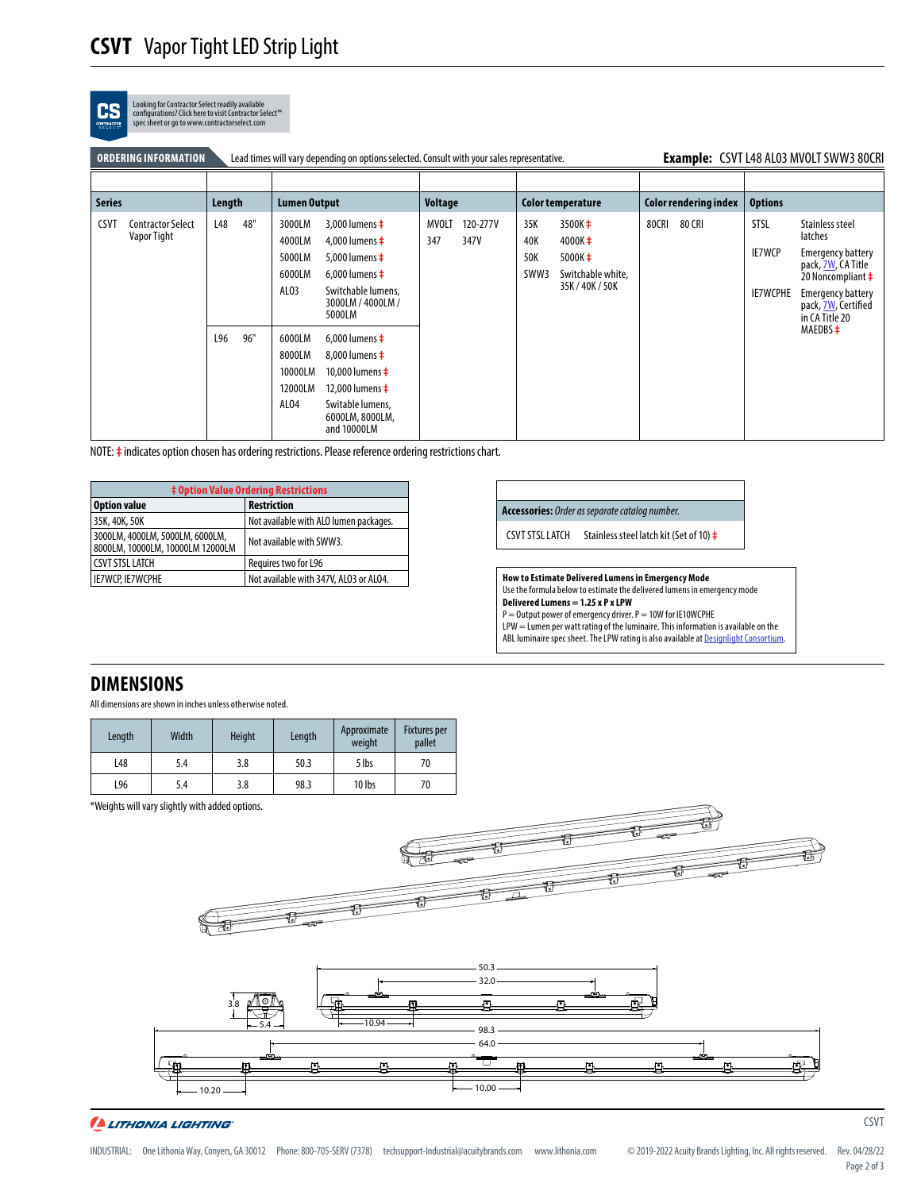# CSVT Vapor Tight LED Strip Light

Looking for Contractor Select readily available configurations? Click here to visit Contractor Select™ spec sheet or go to www.contractorselect.com

## ORDERING INFORMATION

Lead times will vary depending on options selected. Consult with your sales representative.

**Example:** CSVT L48 AL03 MVOLT SWW3 80CRI

| Series | Length | Lumen Output | Voltage | Color temperature | Color rendering index | Options |
|---|---|---|---|---|---|---|
| CSVT Contractor Select Vapor Tight | L48 48" | 3000LM 3,000 lumens ‡<br>4000LM 4,000 lumens ‡<br>5000LM 5,000 lumens ‡<br>6000LM 6,000 lumens ‡<br>AL03 Switchable lumens, 3000LM / 4000LM / 5000LM | MVOLT 120-277V<br>347 347V | 35K 3500K ‡<br>40K 4000K ‡<br>50K 5000K ‡<br>SWW3 Switchable white, 35K / 40K / 50K | 80CRI 80 CRI | STSL Stainless steel latches<br>IE7WCP Emergency battery pack, 7W, CA Title 20 Noncompliant ‡<br>IE7WCPHE Emergency battery pack, 7W, Certified in CA Title 20 MAEDBS ‡ |
| | L96 96" | 6000LM 6,000 lumens ‡<br>8000LM 8,000 lumens ‡<br>10000LM 10,000 lumens ‡<br>12000LM 12,000 lumens ‡<br>AL04 Switable lumens, 6000LM, 8000LM, and 10000LM | | | | |

NOTE: ‡ indicates option chosen has ordering restrictions. Please reference ordering restrictions chart.

| ‡ Option Value Ordering Restrictions | |
|---|---|
| **Option value** | **Restriction** |
| 35K, 40K, 50K | Not available with ALO lumen packages. |
| 3000LM, 4000LM, 5000LM, 6000LM, 8000LM, 10000LM, 10000LM 12000LM | Not available with SWW3. |
| CSVT STSL LATCH | Requires two for L96 |
| IE7WCP, IE7WCPHE | Not available with 347V, AL03 or AL04. |

| **Accessories:** *Order as separate catalog number.* | |
|---|---|
| CSVT STSL LATCH | Stainless steel latch kit (Set of 10) ‡ |

**How to Estimate Delivered Lumens in Emergency Mode**
Use the formula below to estimate the delivered lumens in emergency mode
**Delivered Lumens = 1.25 x P x LPW**
P = Output power of emergency driver. P = 10W for IE10WCPHE
LPW = Lumen per watt rating of the luminaire. This information is available on the ABL luminaire spec sheet. The LPW rating is also available at Designlight Consortium.

## DIMENSIONS

All dimensions are shown in inches unless otherwise noted.

| Length | Width | Height | Length | Approximate weight | Fixtures per pallet |
|---|---|---|---|---|---|
| L48 | 5.4 | 3.8 | 50.3 | 5 lbs | 70 |
| L96 | 5.4 | 3.8 | 98.3 | 10 lbs | 70 |

*Weights will vary slightly with added options.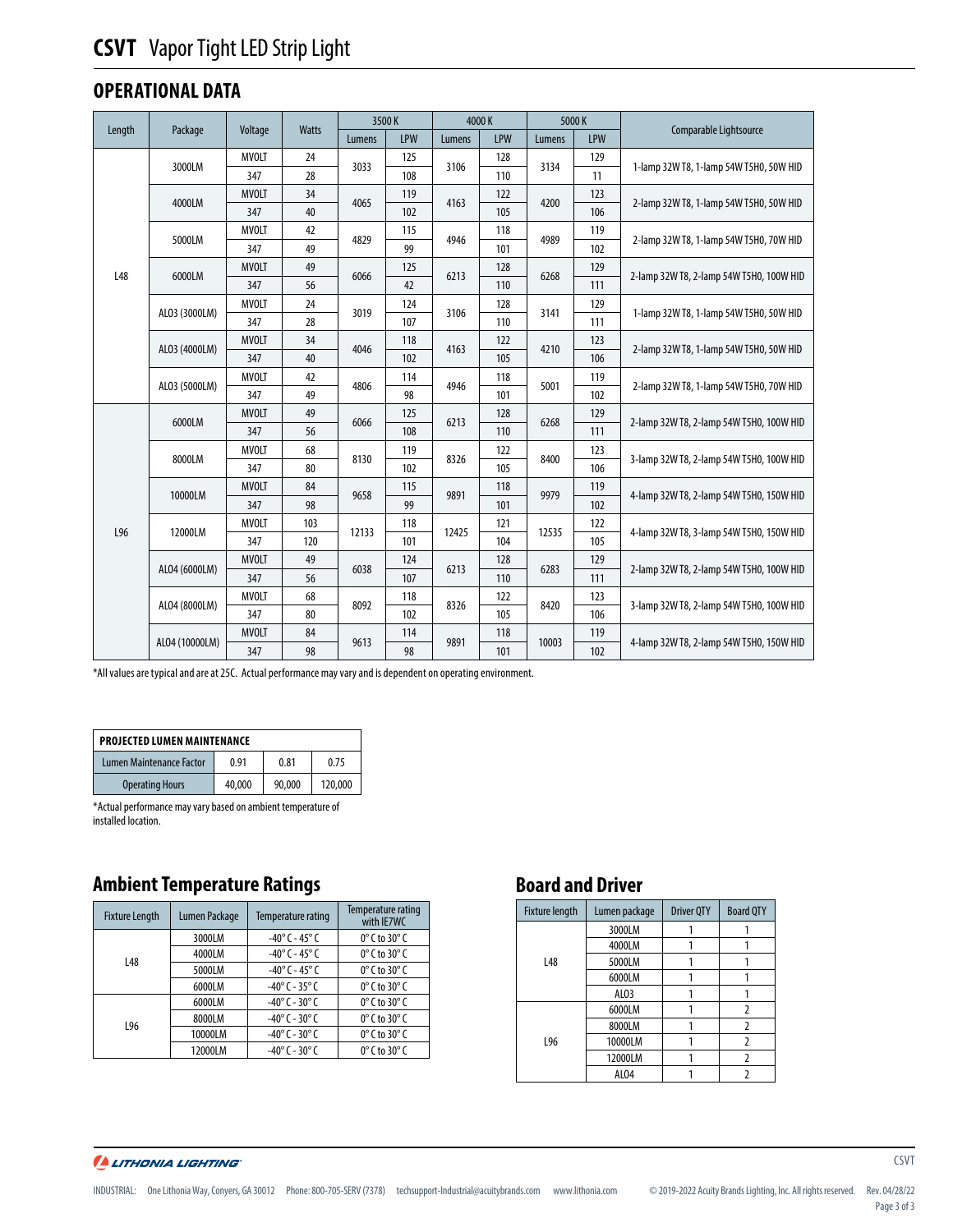# CSVT Vapor Tight LED Strip Light

## OPERATIONAL DATA

| Length | Package | Voltage | Watts | 3500 K | | 4000 K | | 5000 K | | Comparable Lightsource |
|---|---|---|---|---|---|---|---|---|---|---|
| | | | | Lumens | LPW | Lumens | LPW | Lumens | LPW | |
| L48 | 3000LM | MVOLT | 24 | 3033 | 125 | 3106 | 128 | 3134 | 129 | 1-lamp 32W T8, 1-lamp 54W T5HO, 50W HID |
| | | 347 | 28 | | 108 | | 110 | | 11 | |
| | 4000LM | MVOLT | 34 | 4065 | 119 | 4163 | 122 | 4200 | 123 | 2-lamp 32W T8, 1-lamp 54W T5HO, 50W HID |
| | | 347 | 40 | | 102 | | 105 | | 106 | |
| | 5000LM | MVOLT | 42 | 4829 | 115 | 4946 | 118 | 4989 | 119 | 2-lamp 32W T8, 1-lamp 54W T5HO, 70W HID |
| | | 347 | 49 | | 99 | | 101 | | 102 | |
| | 6000LM | MVOLT | 49 | 6066 | 125 | 6213 | 128 | 6268 | 129 | 2-lamp 32W T8, 2-lamp 54W T5HO, 100W HID |
| | | 347 | 56 | | 42 | | 110 | | 111 | |
| | AL03 (3000LM) | MVOLT | 24 | 3019 | 124 | 3106 | 128 | 3141 | 129 | 1-lamp 32W T8, 1-lamp 54W T5HO, 50W HID |
| | | 347 | 28 | | 107 | | 110 | | 111 | |
| | AL03 (4000LM) | MVOLT | 34 | 4046 | 118 | 4163 | 122 | 4210 | 123 | 2-lamp 32W T8, 1-lamp 54W T5HO, 50W HID |
| | | 347 | 40 | | 102 | | 105 | | 106 | |
| | AL03 (5000LM) | MVOLT | 42 | 4806 | 114 | 4946 | 118 | 5001 | 119 | 2-lamp 32W T8, 1-lamp 54W T5HO, 70W HID |
| | | 347 | 49 | | 98 | | 101 | | 102 | |
| L96 | 6000LM | MVOLT | 49 | 6066 | 125 | 6213 | 128 | 6268 | 129 | 2-lamp 32W T8, 2-lamp 54W T5HO, 100W HID |
| | | 347 | 56 | | 108 | | 110 | | 111 | |
| | 8000LM | MVOLT | 68 | 8130 | 119 | 8326 | 122 | 8400 | 123 | 3-lamp 32W T8, 2-lamp 54W T5HO, 100W HID |
| | | 347 | 80 | | 102 | | 105 | | 106 | |
| | 10000LM | MVOLT | 84 | 9658 | 115 | 9891 | 118 | 9979 | 119 | 4-lamp 32W T8, 2-lamp 54W T5HO, 150W HID |
| | | 347 | 98 | | 99 | | 101 | | 102 | |
| | 12000LM | MVOLT | 103 | 12133 | 118 | 12425 | 121 | 12535 | 122 | 4-lamp 32W T8, 3-lamp 54W T5HO, 150W HID |
| | | 347 | 120 | | 101 | | 104 | | 105 | |
| | AL04 (6000LM) | MVOLT | 49 | 6038 | 124 | 6213 | 128 | 6283 | 129 | 2-lamp 32W T8, 2-lamp 54W T5HO, 100W HID |
| | | 347 | 56 | | 107 | | 110 | | 111 | |
| | AL04 (8000LM) | MVOLT | 68 | 8092 | 118 | 8326 | 122 | 8420 | 123 | 3-lamp 32W T8, 2-lamp 54W T5HO, 100W HID |
| | | 347 | 80 | | 102 | | 105 | | 106 | |
| | AL04 (10000LM) | MVOLT | 84 | 9613 | 114 | 9891 | 118 | 10003 | 119 | 4-lamp 32W T8, 2-lamp 54W T5HO, 150W HID |
| | | 347 | 98 | | 98 | | 101 | | 102 | |

*All values are typical and are at 25C. Actual performance may vary and is dependent on operating environment.

| PROJECTED LUMEN MAINTENANCE | | | |
|---|---|---|---|
| Lumen Maintenance Factor | 0.91 | 0.81 | 0.75 |
| Operating Hours | 40,000 | 90,000 | 120,000 |

*Actual performance may vary based on ambient temperature of installed location.

## Ambient Temperature Ratings

| Fixture Length | Lumen Package | Temperature rating | Temperature rating with IE7WC |
|---|---|---|---|
| L48 | 3000LM | -40° C - 45° C | 0° C to 30° C |
| | 4000LM | -40° C - 45° C | 0° C to 30° C |
| | 5000LM | -40° C - 45° C | 0° C to 30° C |
| | 6000LM | -40° C - 35° C | 0° C to 30° C |
| L96 | 6000LM | -40° C - 30° C | 0° C to 30° C |
| | 8000LM | -40° C - 30° C | 0° C to 30° C |
| | 10000LM | -40° C - 30° C | 0° C to 30° C |
| | 12000LM | -40° C - 30° C | 0° C to 30° C |

## Board and Driver

| Fixture length | Lumen package | Driver QTY | Board QTY |
|---|---|---|---|
| L48 | 3000LM | 1 | 1 |
| | 4000LM | 1 | 1 |
| | 5000LM | 1 | 1 |
| | 6000LM | 1 | 1 |
| | AL03 | 1 | 1 |
| L96 | 6000LM | 1 | 2 |
| | 8000LM | 1 | 2 |
| | 10000LM | 1 | 2 |
| | 12000LM | 1 | 2 |
| | AL04 | 1 | 2 |